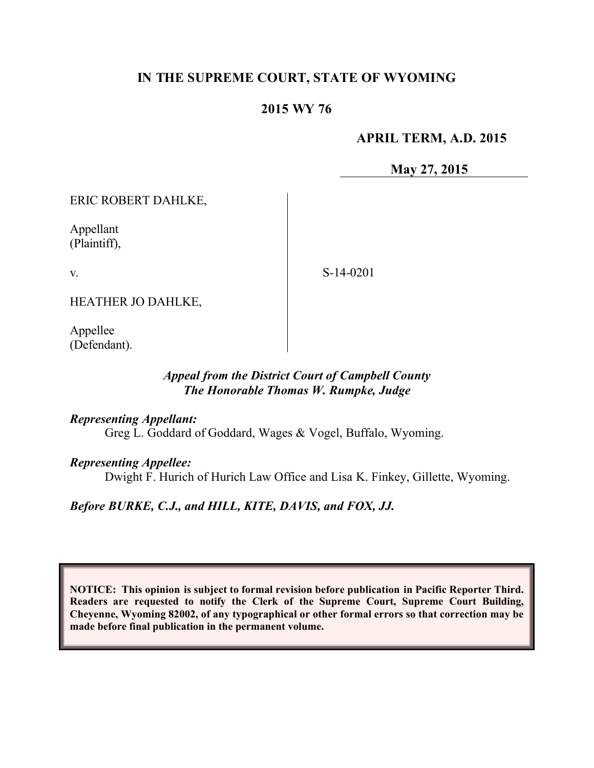**IN THE SUPREME COURT, STATE OF WYOMING**

**2015 WY 76**

**APRIL TERM, A.D. 2015**

**May 27, 2015**

| | | |
|---|---|---|
| ERIC ROBERT DAHLKE,<br><br>Appellant<br>(Plaintiff),<br><br>v.<br><br>HEATHER JO DAHLKE,<br><br>Appellee<br>(Defendant). | | S-14-0201 |

***Appeal from the District Court of Campbell County***
***The Honorable Thomas W. Rumpke, Judge***

***Representing Appellant:***
Greg L. Goddard of Goddard, Wages & Vogel, Buffalo, Wyoming.

***Representing Appellee:***
Dwight F. Hurich of Hurich Law Office and Lisa K. Finkey, Gillette, Wyoming.

***Before BURKE, C.J., and HILL, KITE, DAVIS, and FOX, JJ.***

**NOTICE: This opinion is subject to formal revision before publication in Pacific Reporter Third. Readers are requested to notify the Clerk of the Supreme Court, Supreme Court Building, Cheyenne, Wyoming 82002, of any typographical or other formal errors so that correction may be made before final publication in the permanent volume.**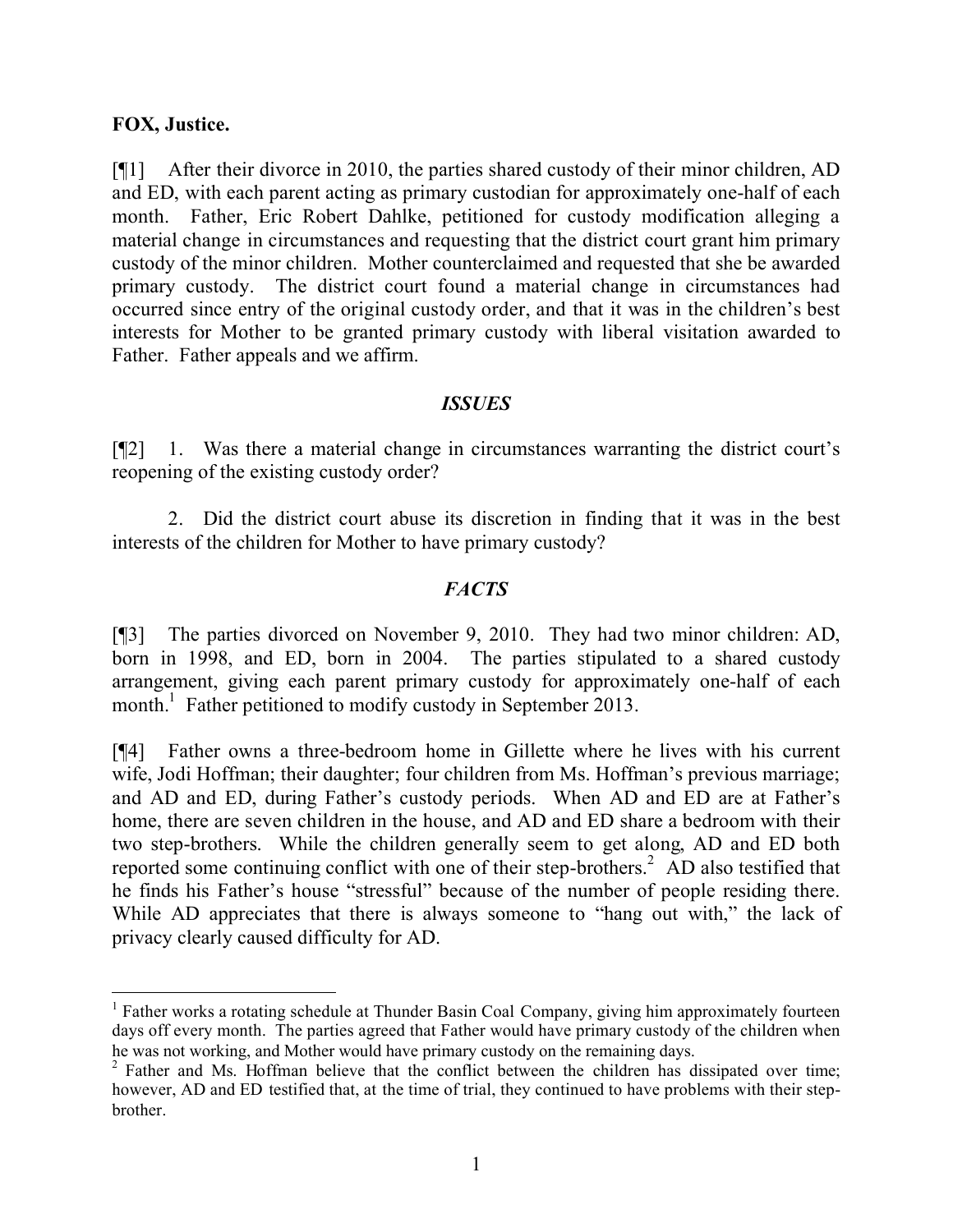**FOX, Justice.**

[¶1] After their divorce in 2010, the parties shared custody of their minor children, AD and ED, with each parent acting as primary custodian for approximately one-half of each month. Father, Eric Robert Dahlke, petitioned for custody modification alleging a material change in circumstances and requesting that the district court grant him primary custody of the minor children. Mother counterclaimed and requested that she be awarded primary custody. The district court found a material change in circumstances had occurred since entry of the original custody order, and that it was in the children's best interests for Mother to be granted primary custody with liberal visitation awarded to Father. Father appeals and we affirm.

## *ISSUES*

[¶2] 1. Was there a material change in circumstances warranting the district court's reopening of the existing custody order?

2. Did the district court abuse its discretion in finding that it was in the best interests of the children for Mother to have primary custody?

## *FACTS*

[¶3] The parties divorced on November 9, 2010. They had two minor children: AD, born in 1998, and ED, born in 2004. The parties stipulated to a shared custody arrangement, giving each parent primary custody for approximately one-half of each month.[1] Father petitioned to modify custody in September 2013.

[¶4] Father owns a three-bedroom home in Gillette where he lives with his current wife, Jodi Hoffman; their daughter; four children from Ms. Hoffman's previous marriage; and AD and ED, during Father's custody periods. When AD and ED are at Father's home, there are seven children in the house, and AD and ED share a bedroom with their two step-brothers. While the children generally seem to get along, AD and ED both reported some continuing conflict with one of their step-brothers.[2] AD also testified that he finds his Father's house "stressful" because of the number of people residing there. While AD appreciates that there is always someone to "hang out with," the lack of privacy clearly caused difficulty for AD.

---

[1] Father works a rotating schedule at Thunder Basin Coal Company, giving him approximately fourteen days off every month. The parties agreed that Father would have primary custody of the children when he was not working, and Mother would have primary custody on the remaining days.

[2] Father and Ms. Hoffman believe that the conflict between the children has dissipated over time; however, AD and ED testified that, at the time of trial, they continued to have problems with their step-brother.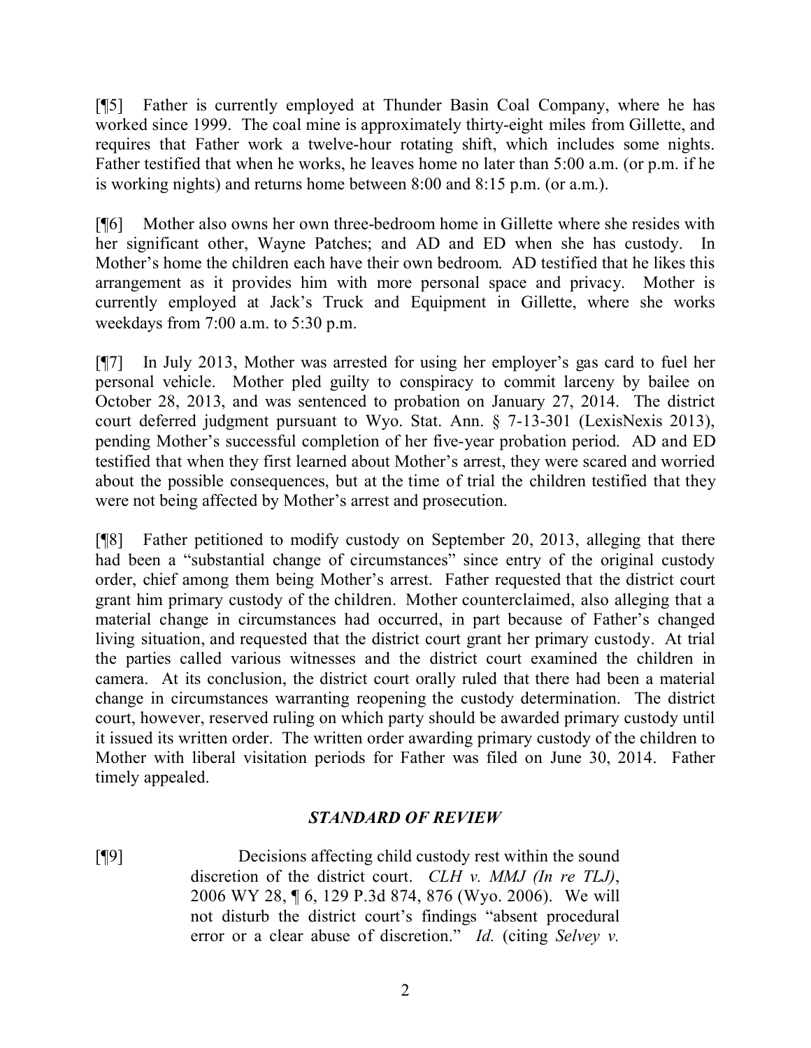[¶5] Father is currently employed at Thunder Basin Coal Company, where he has worked since 1999. The coal mine is approximately thirty-eight miles from Gillette, and requires that Father work a twelve-hour rotating shift, which includes some nights. Father testified that when he works, he leaves home no later than 5:00 a.m. (or p.m. if he is working nights) and returns home between 8:00 and 8:15 p.m. (or a.m.).

[¶6] Mother also owns her own three-bedroom home in Gillette where she resides with her significant other, Wayne Patches; and AD and ED when she has custody. In Mother's home the children each have their own bedroom. AD testified that he likes this arrangement as it provides him with more personal space and privacy. Mother is currently employed at Jack's Truck and Equipment in Gillette, where she works weekdays from 7:00 a.m. to 5:30 p.m.

[¶7] In July 2013, Mother was arrested for using her employer's gas card to fuel her personal vehicle. Mother pled guilty to conspiracy to commit larceny by bailee on October 28, 2013, and was sentenced to probation on January 27, 2014. The district court deferred judgment pursuant to Wyo. Stat. Ann. § 7-13-301 (LexisNexis 2013), pending Mother's successful completion of her five-year probation period. AD and ED testified that when they first learned about Mother's arrest, they were scared and worried about the possible consequences, but at the time of trial the children testified that they were not being affected by Mother's arrest and prosecution.

[¶8] Father petitioned to modify custody on September 20, 2013, alleging that there had been a "substantial change of circumstances" since entry of the original custody order, chief among them being Mother's arrest. Father requested that the district court grant him primary custody of the children. Mother counterclaimed, also alleging that a material change in circumstances had occurred, in part because of Father's changed living situation, and requested that the district court grant her primary custody. At trial the parties called various witnesses and the district court examined the children in camera. At its conclusion, the district court orally ruled that there had been a material change in circumstances warranting reopening the custody determination. The district court, however, reserved ruling on which party should be awarded primary custody until it issued its written order. The written order awarding primary custody of the children to Mother with liberal visitation periods for Father was filed on June 30, 2014. Father timely appealed.

### *STANDARD OF REVIEW*

[¶9] Decisions affecting child custody rest within the sound discretion of the district court. *CLH v. MMJ (In re TLJ)*, 2006 WY 28, ¶ 6, 129 P.3d 874, 876 (Wyo. 2006). We will not disturb the district court's findings "absent procedural error or a clear abuse of discretion." *Id.* (citing *Selvey v.*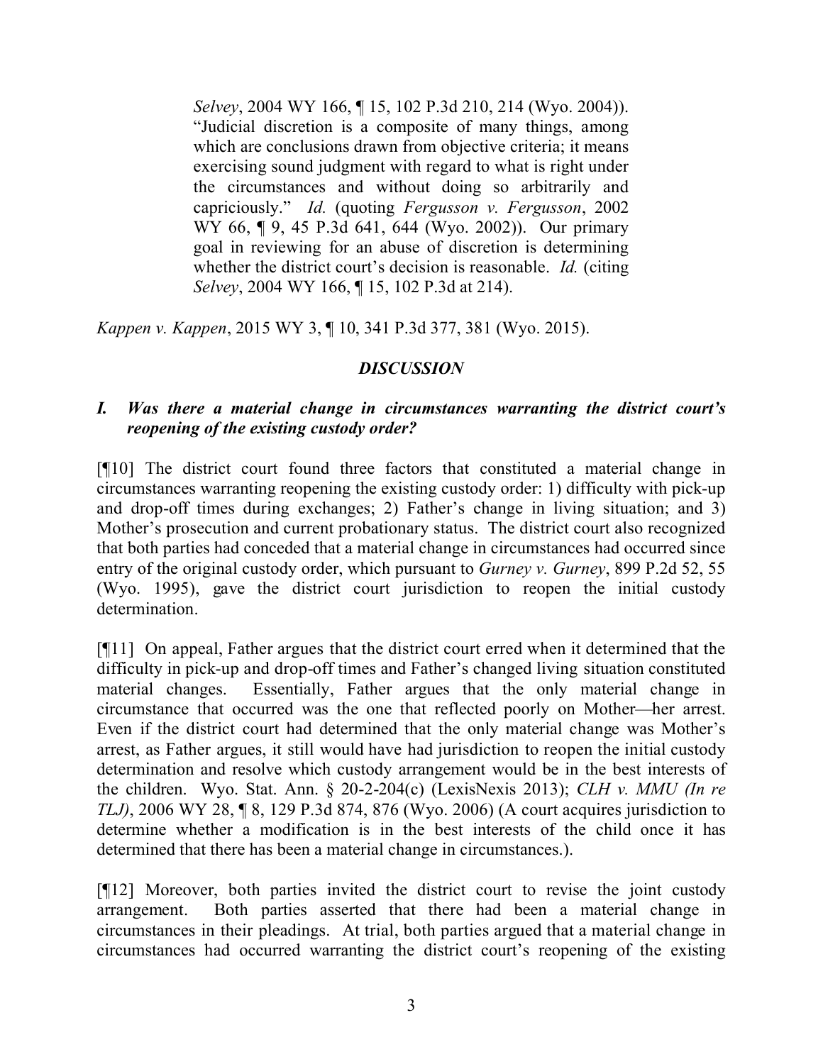*Selvey*, 2004 WY 166, ¶ 15, 102 P.3d 210, 214 (Wyo. 2004)). "Judicial discretion is a composite of many things, among which are conclusions drawn from objective criteria; it means exercising sound judgment with regard to what is right under the circumstances and without doing so arbitrarily and capriciously." *Id.* (quoting *Fergusson v. Fergusson*, 2002 WY 66, ¶ 9, 45 P.3d 641, 644 (Wyo. 2002)). Our primary goal in reviewing for an abuse of discretion is determining whether the district court's decision is reasonable. *Id.* (citing *Selvey*, 2004 WY 166, ¶ 15, 102 P.3d at 214).

*Kappen v. Kappen*, 2015 WY 3, ¶ 10, 341 P.3d 377, 381 (Wyo. 2015).

## *DISCUSSION*

### *I. Was there a material change in circumstances warranting the district court's reopening of the existing custody order?*

[¶10] The district court found three factors that constituted a material change in circumstances warranting reopening the existing custody order: 1) difficulty with pick-up and drop-off times during exchanges; 2) Father's change in living situation; and 3) Mother's prosecution and current probationary status. The district court also recognized that both parties had conceded that a material change in circumstances had occurred since entry of the original custody order, which pursuant to *Gurney v. Gurney*, 899 P.2d 52, 55 (Wyo. 1995), gave the district court jurisdiction to reopen the initial custody determination.

[¶11] On appeal, Father argues that the district court erred when it determined that the difficulty in pick-up and drop-off times and Father's changed living situation constituted material changes. Essentially, Father argues that the only material change in circumstance that occurred was the one that reflected poorly on Mother—her arrest. Even if the district court had determined that the only material change was Mother's arrest, as Father argues, it still would have had jurisdiction to reopen the initial custody determination and resolve which custody arrangement would be in the best interests of the children. Wyo. Stat. Ann. § 20-2-204(c) (LexisNexis 2013); *CLH v. MMU (In re TLJ)*, 2006 WY 28, ¶ 8, 129 P.3d 874, 876 (Wyo. 2006) (A court acquires jurisdiction to determine whether a modification is in the best interests of the child once it has determined that there has been a material change in circumstances.).

[¶12] Moreover, both parties invited the district court to revise the joint custody arrangement. Both parties asserted that there had been a material change in circumstances in their pleadings. At trial, both parties argued that a material change in circumstances had occurred warranting the district court's reopening of the existing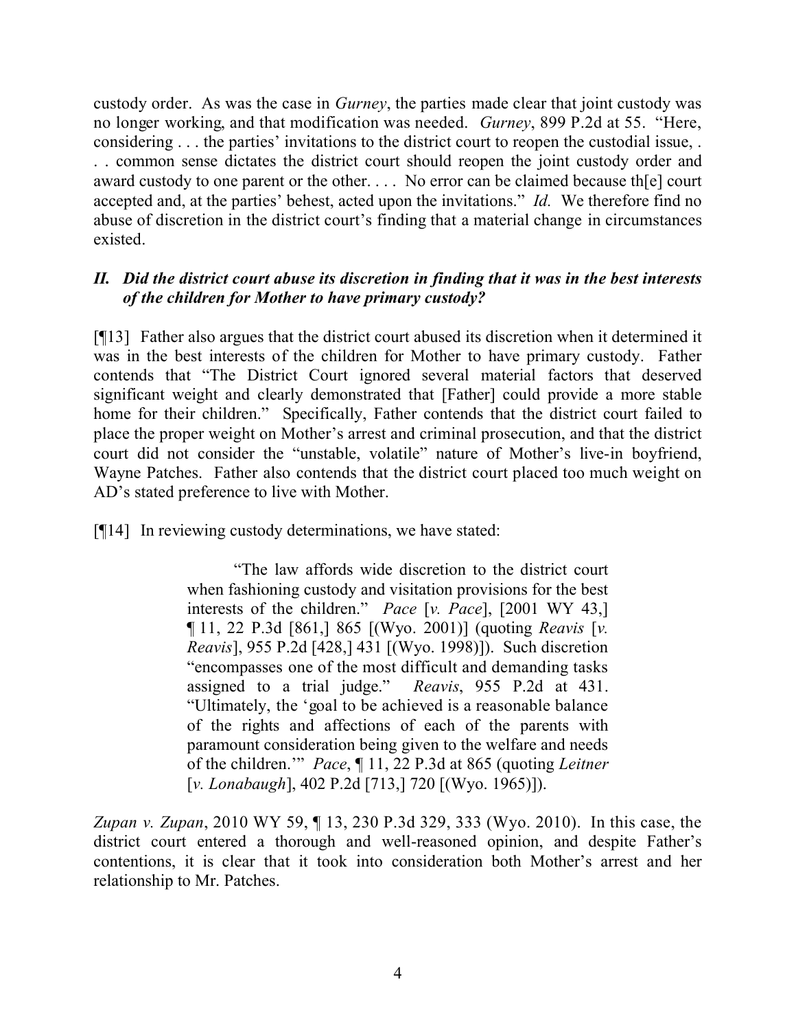custody order. As was the case in *Gurney*, the parties made clear that joint custody was no longer working, and that modification was needed. *Gurney*, 899 P.2d at 55. "Here, considering . . . the parties' invitations to the district court to reopen the custodial issue, . . . common sense dictates the district court should reopen the joint custody order and award custody to one parent or the other. . . . No error can be claimed because th[e] court accepted and, at the parties' behest, acted upon the invitations." *Id.* We therefore find no abuse of discretion in the district court's finding that a material change in circumstances existed.

### *II. Did the district court abuse its discretion in finding that it was in the best interests of the children for Mother to have primary custody?*

[¶13] Father also argues that the district court abused its discretion when it determined it was in the best interests of the children for Mother to have primary custody. Father contends that "The District Court ignored several material factors that deserved significant weight and clearly demonstrated that [Father] could provide a more stable home for their children." Specifically, Father contends that the district court failed to place the proper weight on Mother's arrest and criminal prosecution, and that the district court did not consider the "unstable, volatile" nature of Mother's live-in boyfriend, Wayne Patches. Father also contends that the district court placed too much weight on AD's stated preference to live with Mother.

[¶14] In reviewing custody determinations, we have stated:

> "The law affords wide discretion to the district court when fashioning custody and visitation provisions for the best interests of the children." *Pace* [*v. Pace*], [2001 WY 43,] ¶ 11, 22 P.3d [861,] 865 [(Wyo. 2001)] (quoting *Reavis* [*v. Reavis*], 955 P.2d [428,] 431 [(Wyo. 1998)]). Such discretion "encompasses one of the most difficult and demanding tasks assigned to a trial judge." *Reavis*, 955 P.2d at 431. "Ultimately, the 'goal to be achieved is a reasonable balance of the rights and affections of each of the parents with paramount consideration being given to the welfare and needs of the children.'" *Pace*, ¶ 11, 22 P.3d at 865 (quoting *Leitner* [*v. Lonabaugh*], 402 P.2d [713,] 720 [(Wyo. 1965)]).

*Zupan v. Zupan*, 2010 WY 59, ¶ 13, 230 P.3d 329, 333 (Wyo. 2010). In this case, the district court entered a thorough and well-reasoned opinion, and despite Father's contentions, it is clear that it took into consideration both Mother's arrest and her relationship to Mr. Patches.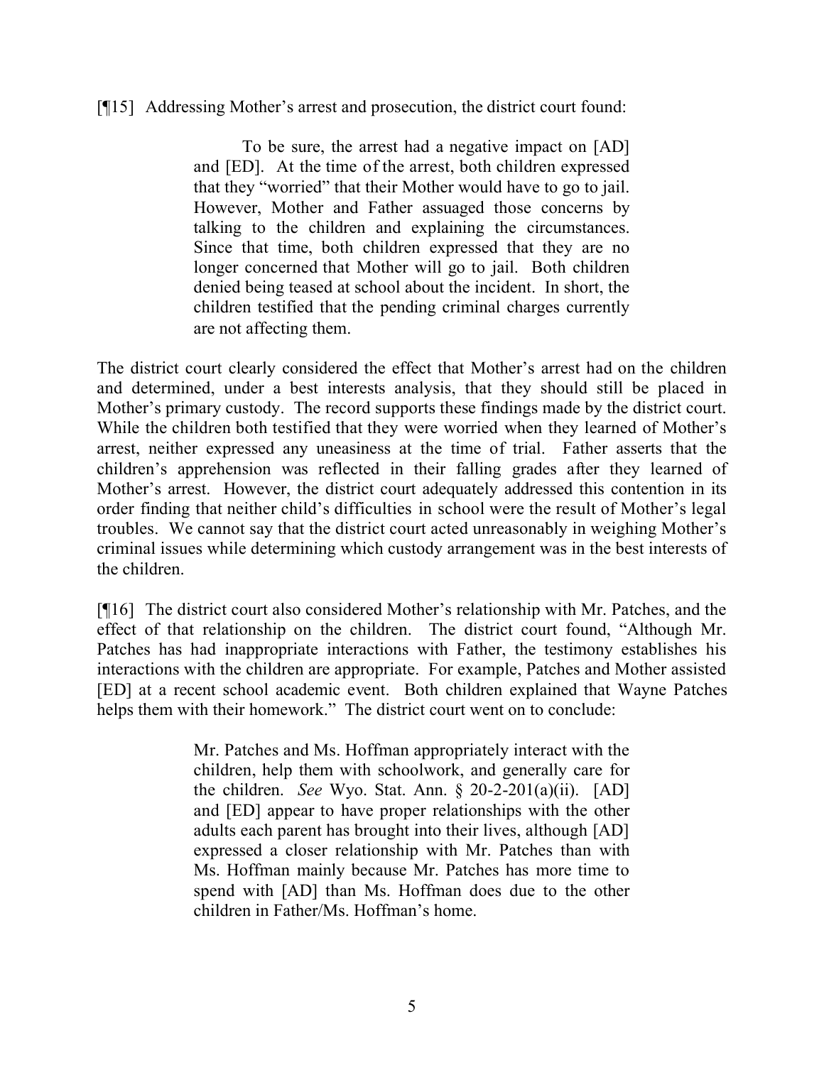[¶15] Addressing Mother's arrest and prosecution, the district court found:

> To be sure, the arrest had a negative impact on [AD] and [ED]. At the time of the arrest, both children expressed that they "worried" that their Mother would have to go to jail. However, Mother and Father assuaged those concerns by talking to the children and explaining the circumstances. Since that time, both children expressed that they are no longer concerned that Mother will go to jail. Both children denied being teased at school about the incident. In short, the children testified that the pending criminal charges currently are not affecting them.

The district court clearly considered the effect that Mother's arrest had on the children and determined, under a best interests analysis, that they should still be placed in Mother's primary custody. The record supports these findings made by the district court. While the children both testified that they were worried when they learned of Mother's arrest, neither expressed any uneasiness at the time of trial. Father asserts that the children's apprehension was reflected in their falling grades after they learned of Mother's arrest. However, the district court adequately addressed this contention in its order finding that neither child's difficulties in school were the result of Mother's legal troubles. We cannot say that the district court acted unreasonably in weighing Mother's criminal issues while determining which custody arrangement was in the best interests of the children.

[¶16] The district court also considered Mother's relationship with Mr. Patches, and the effect of that relationship on the children. The district court found, "Although Mr. Patches has had inappropriate interactions with Father, the testimony establishes his interactions with the children are appropriate. For example, Patches and Mother assisted [ED] at a recent school academic event. Both children explained that Wayne Patches helps them with their homework." The district court went on to conclude:

> Mr. Patches and Ms. Hoffman appropriately interact with the children, help them with schoolwork, and generally care for the children. *See* Wyo. Stat. Ann. § 20-2-201(a)(ii). [AD] and [ED] appear to have proper relationships with the other adults each parent has brought into their lives, although [AD] expressed a closer relationship with Mr. Patches than with Ms. Hoffman mainly because Mr. Patches has more time to spend with [AD] than Ms. Hoffman does due to the other children in Father/Ms. Hoffman's home.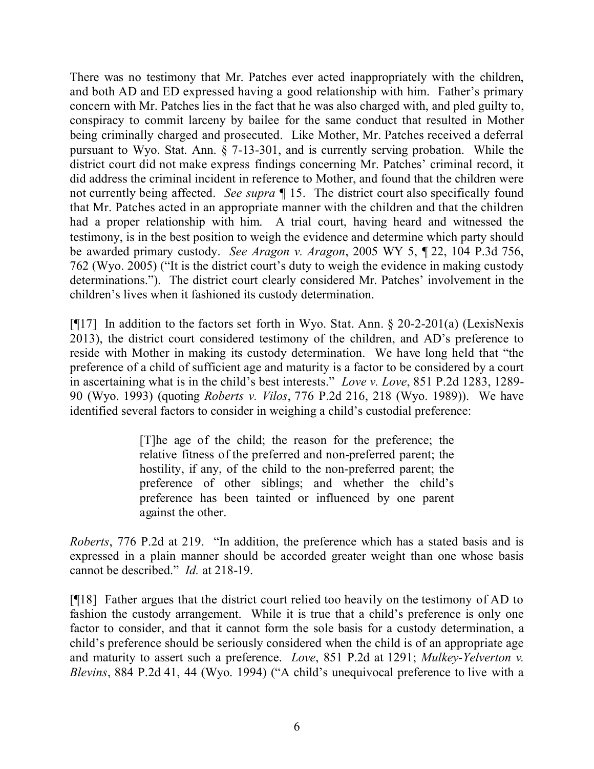There was no testimony that Mr. Patches ever acted inappropriately with the children, and both AD and ED expressed having a good relationship with him. Father's primary concern with Mr. Patches lies in the fact that he was also charged with, and pled guilty to, conspiracy to commit larceny by bailee for the same conduct that resulted in Mother being criminally charged and prosecuted. Like Mother, Mr. Patches received a deferral pursuant to Wyo. Stat. Ann. § 7-13-301, and is currently serving probation. While the district court did not make express findings concerning Mr. Patches' criminal record, it did address the criminal incident in reference to Mother, and found that the children were not currently being affected. *See supra* ¶ 15. The district court also specifically found that Mr. Patches acted in an appropriate manner with the children and that the children had a proper relationship with him. A trial court, having heard and witnessed the testimony, is in the best position to weigh the evidence and determine which party should be awarded primary custody. *See Aragon v. Aragon*, 2005 WY 5, ¶ 22, 104 P.3d 756, 762 (Wyo. 2005) ("It is the district court's duty to weigh the evidence in making custody determinations."). The district court clearly considered Mr. Patches' involvement in the children's lives when it fashioned its custody determination.

[¶17] In addition to the factors set forth in Wyo. Stat. Ann. § 20-2-201(a) (LexisNexis 2013), the district court considered testimony of the children, and AD's preference to reside with Mother in making its custody determination. We have long held that "the preference of a child of sufficient age and maturity is a factor to be considered by a court in ascertaining what is in the child's best interests." *Love v. Love*, 851 P.2d 1283, 1289-90 (Wyo. 1993) (quoting *Roberts v. Vilos*, 776 P.2d 216, 218 (Wyo. 1989)). We have identified several factors to consider in weighing a child's custodial preference:

> [T]he age of the child; the reason for the preference; the relative fitness of the preferred and non-preferred parent; the hostility, if any, of the child to the non-preferred parent; the preference of other siblings; and whether the child's preference has been tainted or influenced by one parent against the other.

*Roberts*, 776 P.2d at 219. "In addition, the preference which has a stated basis and is expressed in a plain manner should be accorded greater weight than one whose basis cannot be described." *Id.* at 218-19.

[¶18] Father argues that the district court relied too heavily on the testimony of AD to fashion the custody arrangement. While it is true that a child's preference is only one factor to consider, and that it cannot form the sole basis for a custody determination, a child's preference should be seriously considered when the child is of an appropriate age and maturity to assert such a preference. *Love*, 851 P.2d at 1291; *Mulkey-Yelverton v. Blevins*, 884 P.2d 41, 44 (Wyo. 1994) ("A child's unequivocal preference to live with a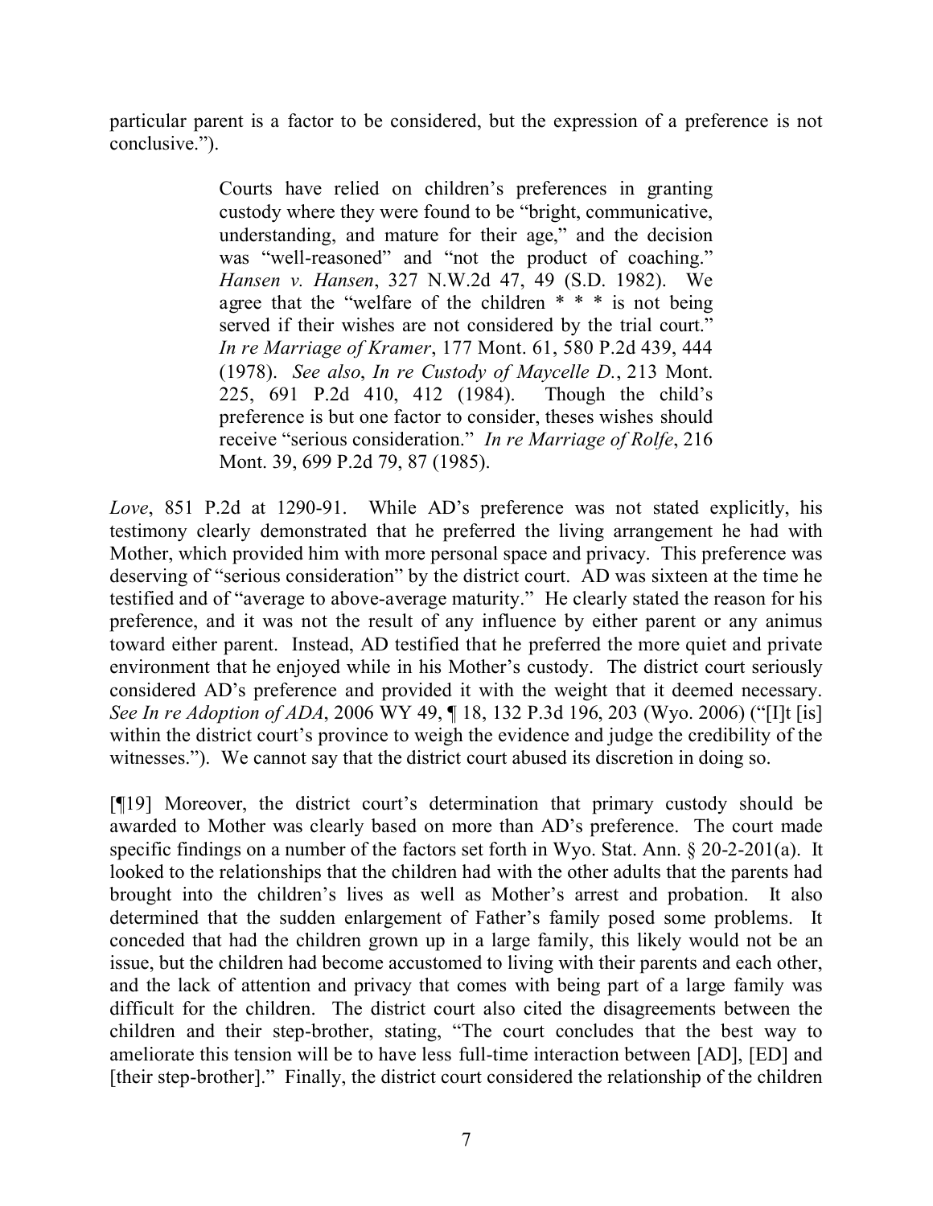particular parent is a factor to be considered, but the expression of a preference is not conclusive.").

> Courts have relied on children's preferences in granting custody where they were found to be "bright, communicative, understanding, and mature for their age," and the decision was "well-reasoned" and "not the product of coaching." *Hansen v. Hansen*, 327 N.W.2d 47, 49 (S.D. 1982). We agree that the "welfare of the children * * * is not being served if their wishes are not considered by the trial court." *In re Marriage of Kramer*, 177 Mont. 61, 580 P.2d 439, 444 (1978). *See also*, *In re Custody of Maycelle D.*, 213 Mont. 225, 691 P.2d 410, 412 (1984). Though the child's preference is but one factor to consider, theses wishes should receive "serious consideration." *In re Marriage of Rolfe*, 216 Mont. 39, 699 P.2d 79, 87 (1985).

*Love*, 851 P.2d at 1290-91. While AD's preference was not stated explicitly, his testimony clearly demonstrated that he preferred the living arrangement he had with Mother, which provided him with more personal space and privacy. This preference was deserving of "serious consideration" by the district court. AD was sixteen at the time he testified and of "average to above-average maturity." He clearly stated the reason for his preference, and it was not the result of any influence by either parent or any animus toward either parent. Instead, AD testified that he preferred the more quiet and private environment that he enjoyed while in his Mother's custody. The district court seriously considered AD's preference and provided it with the weight that it deemed necessary. *See In re Adoption of ADA*, 2006 WY 49, ¶ 18, 132 P.3d 196, 203 (Wyo. 2006) ("[I]t [is] within the district court's province to weigh the evidence and judge the credibility of the witnesses."). We cannot say that the district court abused its discretion in doing so.

[¶19] Moreover, the district court's determination that primary custody should be awarded to Mother was clearly based on more than AD's preference. The court made specific findings on a number of the factors set forth in Wyo. Stat. Ann. § 20-2-201(a). It looked to the relationships that the children had with the other adults that the parents had brought into the children's lives as well as Mother's arrest and probation. It also determined that the sudden enlargement of Father's family posed some problems. It conceded that had the children grown up in a large family, this likely would not be an issue, but the children had become accustomed to living with their parents and each other, and the lack of attention and privacy that comes with being part of a large family was difficult for the children. The district court also cited the disagreements between the children and their step-brother, stating, "The court concludes that the best way to ameliorate this tension will be to have less full-time interaction between [AD], [ED] and [their step-brother]." Finally, the district court considered the relationship of the children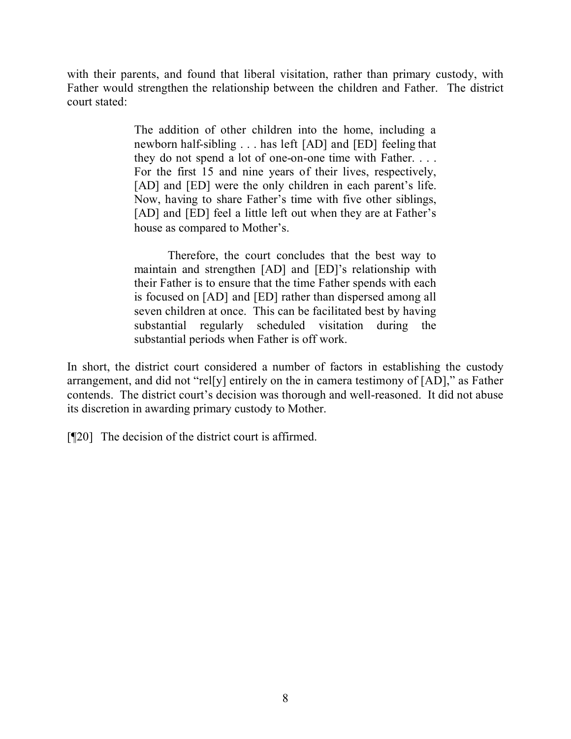with their parents, and found that liberal visitation, rather than primary custody, with Father would strengthen the relationship between the children and Father. The district court stated:

> The addition of other children into the home, including a newborn half-sibling . . . has left [AD] and [ED] feeling that they do not spend a lot of one-on-one time with Father. . . . For the first 15 and nine years of their lives, respectively, [AD] and [ED] were the only children in each parent's life. Now, having to share Father's time with five other siblings, [AD] and [ED] feel a little left out when they are at Father's house as compared to Mother's.
>
> Therefore, the court concludes that the best way to maintain and strengthen [AD] and [ED]'s relationship with their Father is to ensure that the time Father spends with each is focused on [AD] and [ED] rather than dispersed among all seven children at once. This can be facilitated best by having substantial regularly scheduled visitation during the substantial periods when Father is off work.

In short, the district court considered a number of factors in establishing the custody arrangement, and did not "rel[y] entirely on the in camera testimony of [AD]," as Father contends. The district court's decision was thorough and well-reasoned. It did not abuse its discretion in awarding primary custody to Mother.

[¶20] The decision of the district court is affirmed.